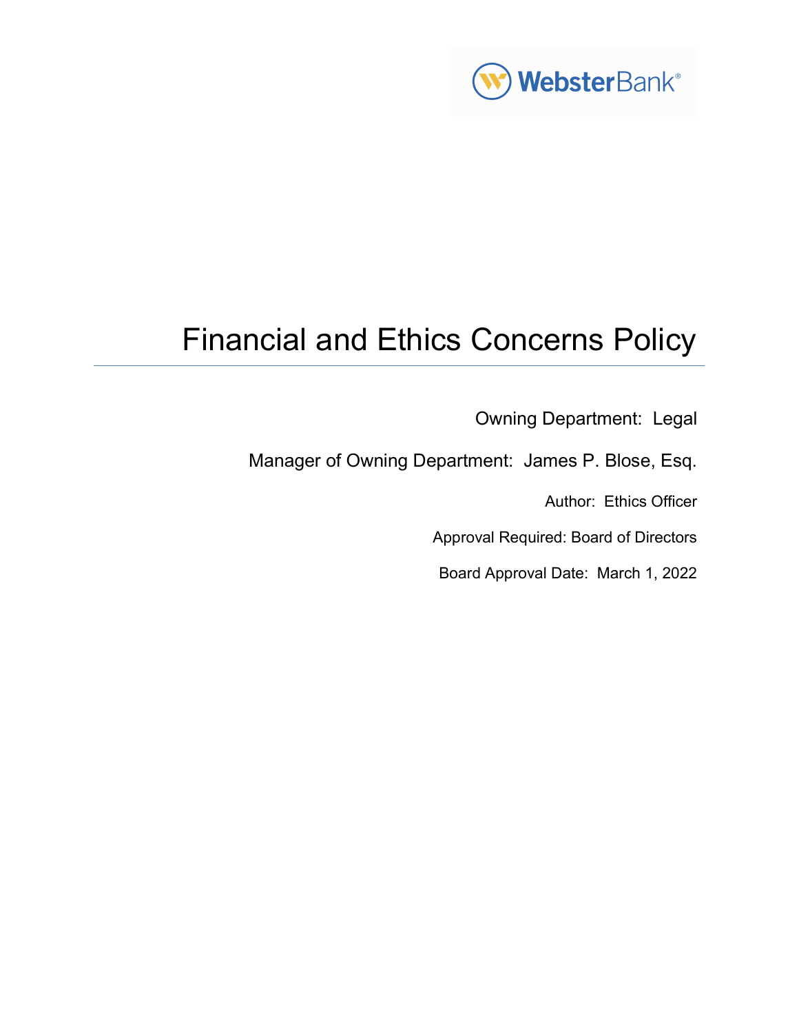WebsterBank®

# Financial and Ethics Concerns Policy

Owning Department: Legal

Manager of Owning Department: James P. Blose, Esq.

Author: Ethics Officer

Approval Required: Board of Directors

Board Approval Date: March 1, 2022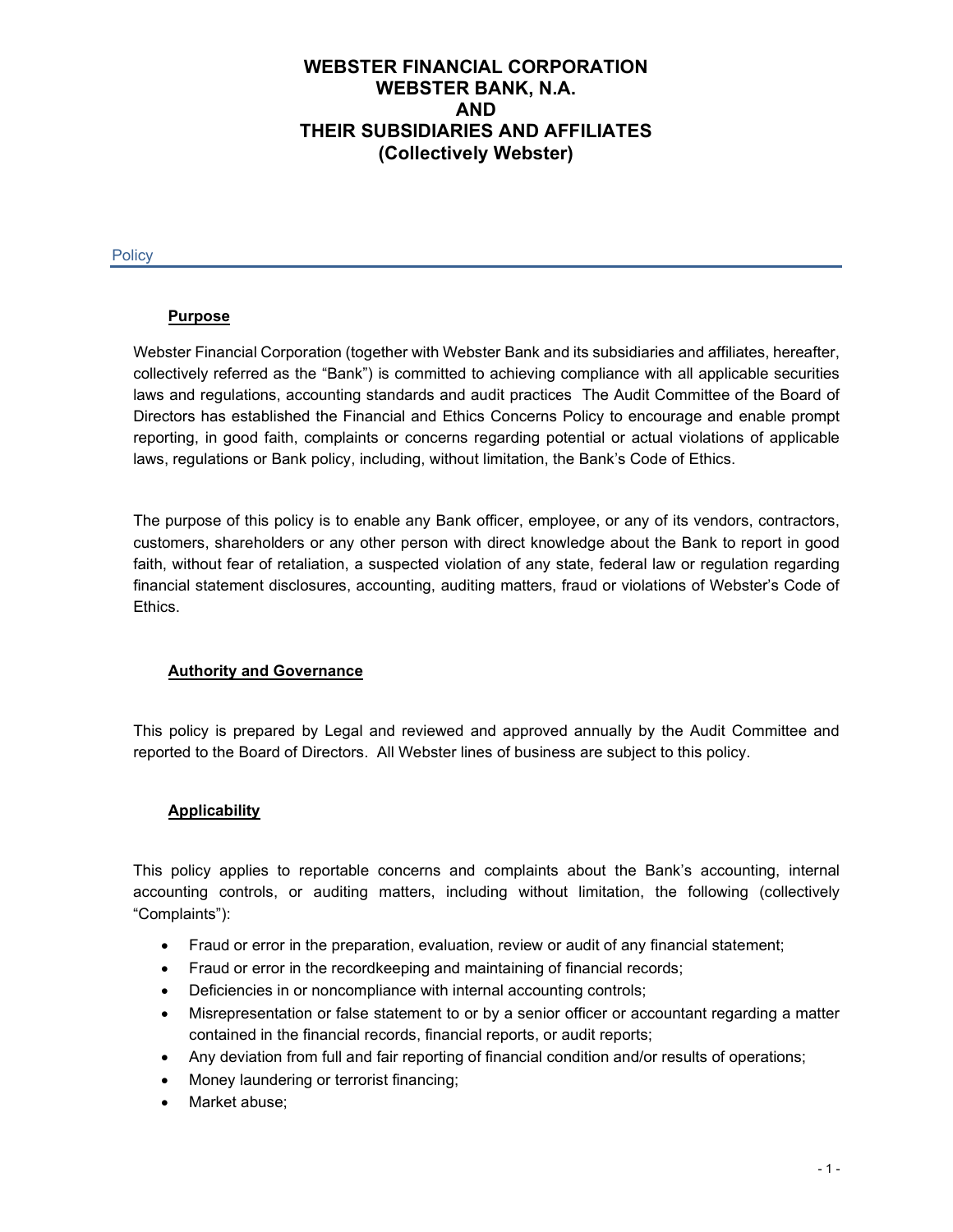# WEBSTER FINANCIAL CORPORATION
# WEBSTER BANK, N.A.
# AND
# THEIR SUBSIDIARIES AND AFFILIATES
# (Collectively Webster)

## Policy

### Purpose

Webster Financial Corporation (together with Webster Bank and its subsidiaries and affiliates, hereafter, collectively referred as the "Bank") is committed to achieving compliance with all applicable securities laws and regulations, accounting standards and audit practices  The Audit Committee of the Board of Directors has established the Financial and Ethics Concerns Policy to encourage and enable prompt reporting, in good faith, complaints or concerns regarding potential or actual violations of applicable laws, regulations or Bank policy, including, without limitation, the Bank's Code of Ethics.

The purpose of this policy is to enable any Bank officer, employee, or any of its vendors, contractors, customers, shareholders or any other person with direct knowledge about the Bank to report in good faith, without fear of retaliation, a suspected violation of any state, federal law or regulation regarding financial statement disclosures, accounting, auditing matters, fraud or violations of Webster's Code of Ethics.

### Authority and Governance

This policy is prepared by Legal and reviewed and approved annually by the Audit Committee and reported to the Board of Directors.  All Webster lines of business are subject to this policy.

### Applicability

This policy applies to reportable concerns and complaints about the Bank's accounting, internal accounting controls, or auditing matters, including without limitation, the following (collectively "Complaints"):

- Fraud or error in the preparation, evaluation, review or audit of any financial statement;
- Fraud or error in the recordkeeping and maintaining of financial records;
- Deficiencies in or noncompliance with internal accounting controls;
- Misrepresentation or false statement to or by a senior officer or accountant regarding a matter contained in the financial records, financial reports, or audit reports;
- Any deviation from full and fair reporting of financial condition and/or results of operations;
- Money laundering or terrorist financing;
- Market abuse;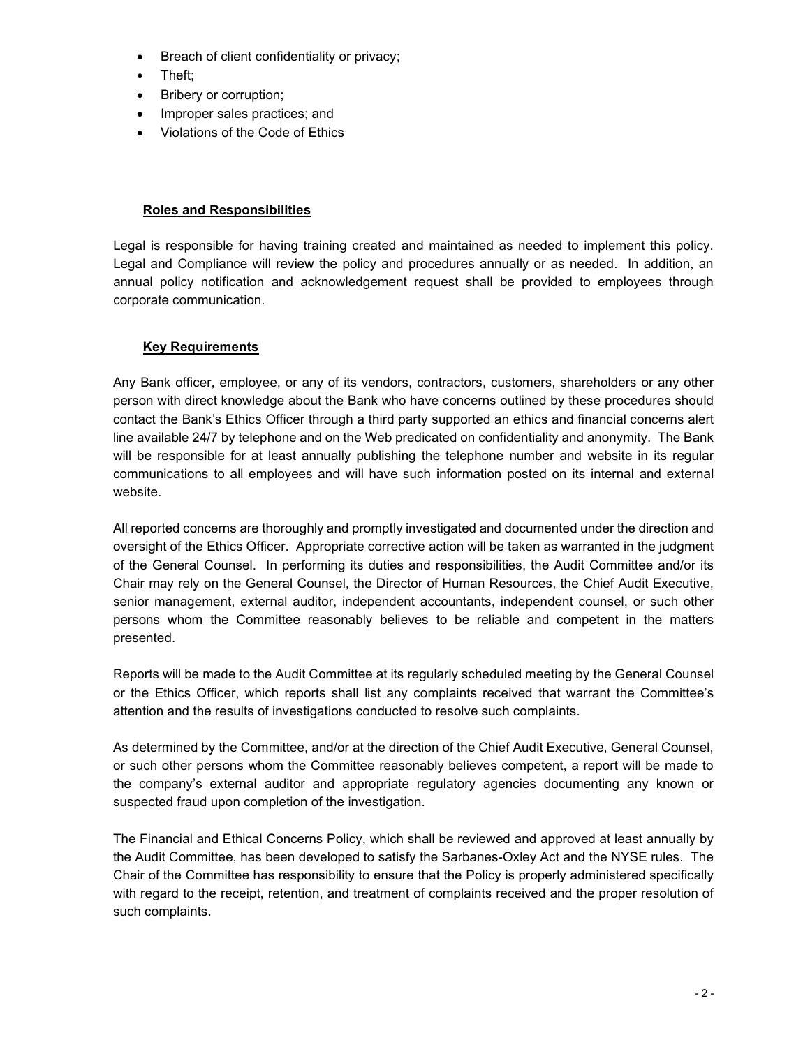- Breach of client confidentiality or privacy;
- Theft;
- Bribery or corruption;
- Improper sales practices; and
- Violations of the Code of Ethics

## Roles and Responsibilities

Legal is responsible for having training created and maintained as needed to implement this policy. Legal and Compliance will review the policy and procedures annually or as needed. In addition, an annual policy notification and acknowledgement request shall be provided to employees through corporate communication.

## Key Requirements

Any Bank officer, employee, or any of its vendors, contractors, customers, shareholders or any other person with direct knowledge about the Bank who have concerns outlined by these procedures should contact the Bank's Ethics Officer through a third party supported an ethics and financial concerns alert line available 24/7 by telephone and on the Web predicated on confidentiality and anonymity. The Bank will be responsible for at least annually publishing the telephone number and website in its regular communications to all employees and will have such information posted on its internal and external website.

All reported concerns are thoroughly and promptly investigated and documented under the direction and oversight of the Ethics Officer. Appropriate corrective action will be taken as warranted in the judgment of the General Counsel. In performing its duties and responsibilities, the Audit Committee and/or its Chair may rely on the General Counsel, the Director of Human Resources, the Chief Audit Executive, senior management, external auditor, independent accountants, independent counsel, or such other persons whom the Committee reasonably believes to be reliable and competent in the matters presented.

Reports will be made to the Audit Committee at its regularly scheduled meeting by the General Counsel or the Ethics Officer, which reports shall list any complaints received that warrant the Committee's attention and the results of investigations conducted to resolve such complaints.

As determined by the Committee, and/or at the direction of the Chief Audit Executive, General Counsel, or such other persons whom the Committee reasonably believes competent, a report will be made to the company's external auditor and appropriate regulatory agencies documenting any known or suspected fraud upon completion of the investigation.

The Financial and Ethical Concerns Policy, which shall be reviewed and approved at least annually by the Audit Committee, has been developed to satisfy the Sarbanes-Oxley Act and the NYSE rules. The Chair of the Committee has responsibility to ensure that the Policy is properly administered specifically with regard to the receipt, retention, and treatment of complaints received and the proper resolution of such complaints.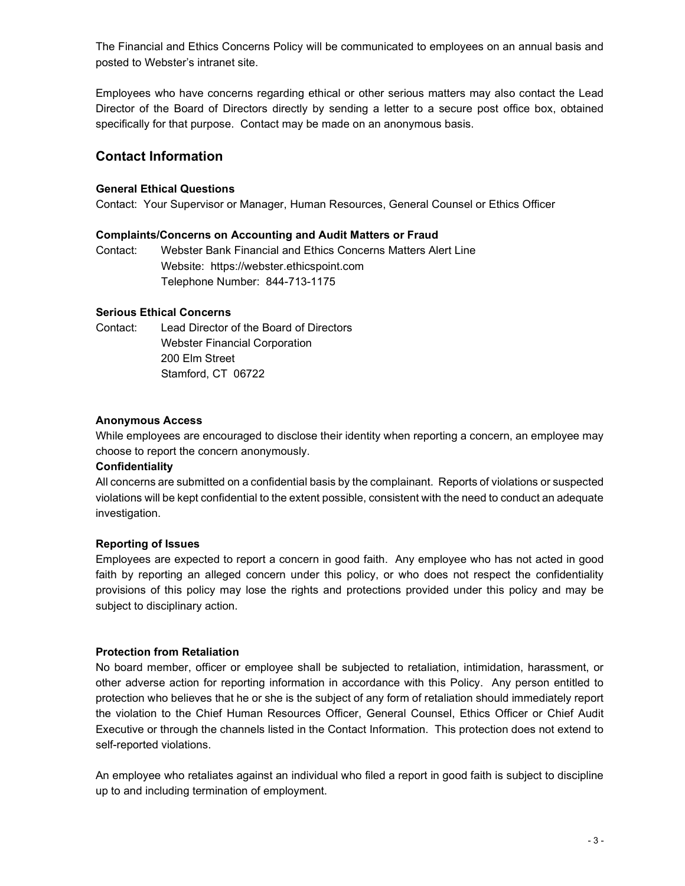The Financial and Ethics Concerns Policy will be communicated to employees on an annual basis and posted to Webster's intranet site.

Employees who have concerns regarding ethical or other serious matters may also contact the Lead Director of the Board of Directors directly by sending a letter to a secure post office box, obtained specifically for that purpose. Contact may be made on an anonymous basis.

## Contact Information

**General Ethical Questions**

Contact: Your Supervisor or Manager, Human Resources, General Counsel or Ethics Officer

**Complaints/Concerns on Accounting and Audit Matters or Fraud**

Contact: Webster Bank Financial and Ethics Concerns Matters Alert Line
Website: https://webster.ethicspoint.com
Telephone Number: 844-713-1175

**Serious Ethical Concerns**

Contact: Lead Director of the Board of Directors
Webster Financial Corporation
200 Elm Street
Stamford, CT 06722

**Anonymous Access**

While employees are encouraged to disclose their identity when reporting a concern, an employee may choose to report the concern anonymously.

**Confidentiality**

All concerns are submitted on a confidential basis by the complainant. Reports of violations or suspected violations will be kept confidential to the extent possible, consistent with the need to conduct an adequate investigation.

**Reporting of Issues**

Employees are expected to report a concern in good faith. Any employee who has not acted in good faith by reporting an alleged concern under this policy, or who does not respect the confidentiality provisions of this policy may lose the rights and protections provided under this policy and may be subject to disciplinary action.

**Protection from Retaliation**

No board member, officer or employee shall be subjected to retaliation, intimidation, harassment, or other adverse action for reporting information in accordance with this Policy. Any person entitled to protection who believes that he or she is the subject of any form of retaliation should immediately report the violation to the Chief Human Resources Officer, General Counsel, Ethics Officer or Chief Audit Executive or through the channels listed in the Contact Information. This protection does not extend to self-reported violations.

An employee who retaliates against an individual who filed a report in good faith is subject to discipline up to and including termination of employment.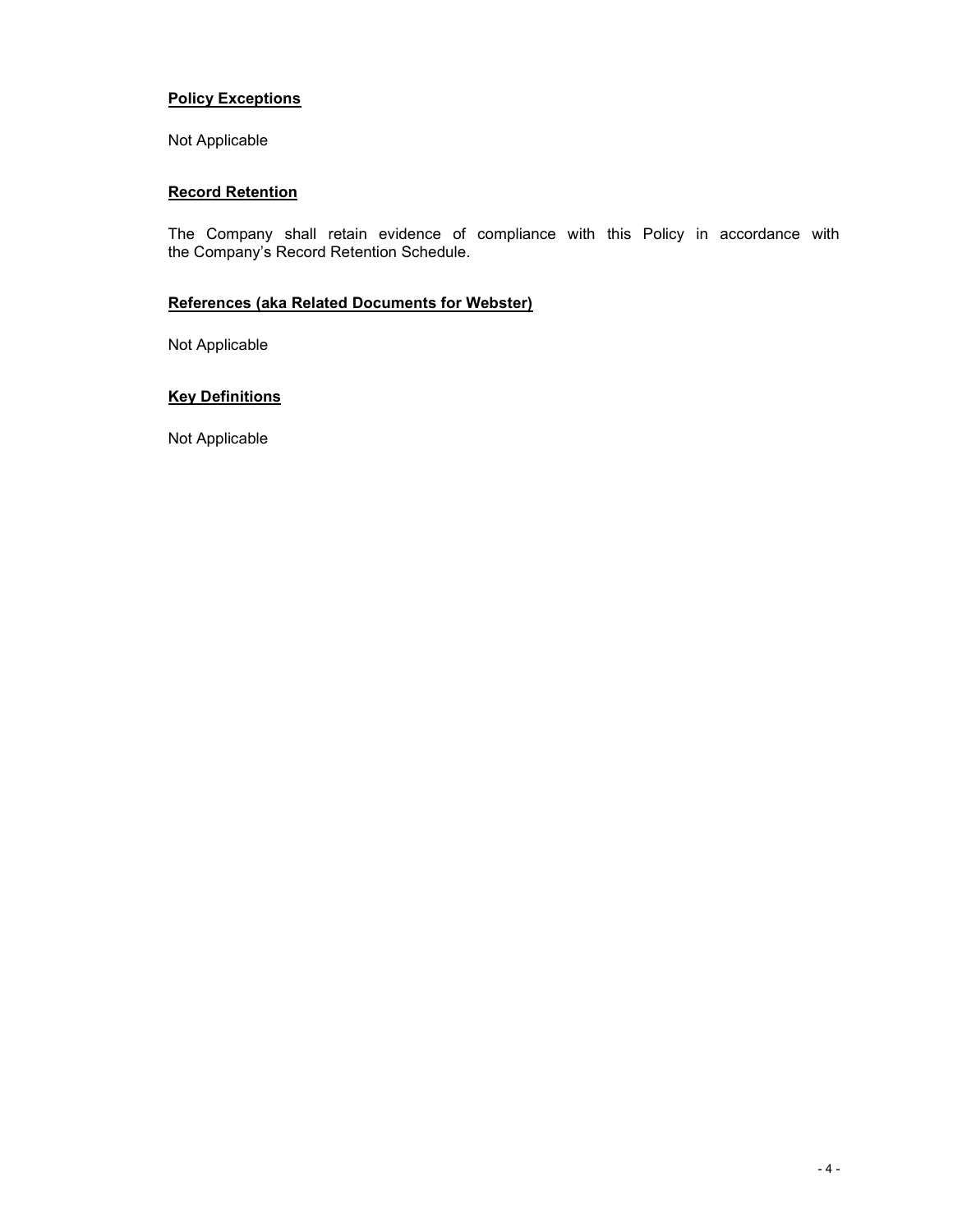**Policy Exceptions**

Not Applicable

**Record Retention**

The Company shall retain evidence of compliance with this Policy in accordance with the Company's Record Retention Schedule.

**References (aka Related Documents for Webster)**

Not Applicable

**Key Definitions**

Not Applicable